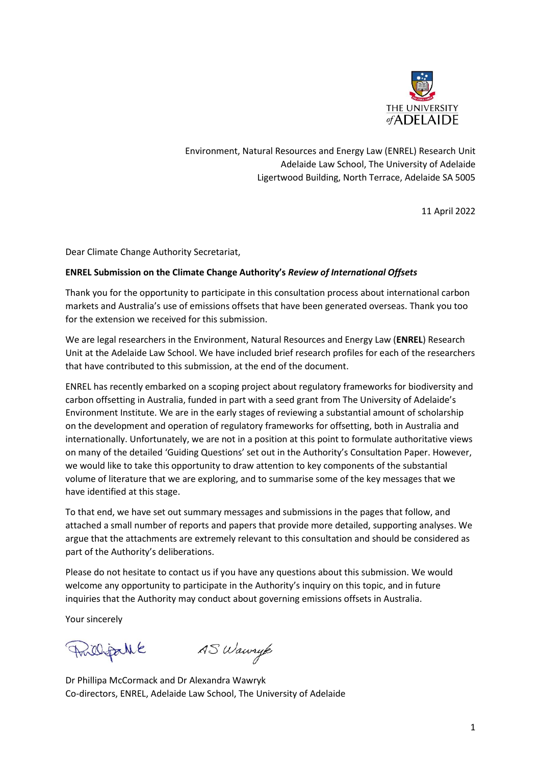THE UNIVERSITY of ADELAIDE

Environment, Natural Resources and Energy Law (ENREL) Research Unit
Adelaide Law School, The University of Adelaide
Ligertwood Building, North Terrace, Adelaide SA 5005

11 April 2022

Dear Climate Change Authority Secretariat,

**ENREL Submission on the Climate Change Authority's *Review of International Offsets***

Thank you for the opportunity to participate in this consultation process about international carbon markets and Australia's use of emissions offsets that have been generated overseas. Thank you too for the extension we received for this submission.

We are legal researchers in the Environment, Natural Resources and Energy Law (**ENREL**) Research Unit at the Adelaide Law School. We have included brief research profiles for each of the researchers that have contributed to this submission, at the end of the document.

ENREL has recently embarked on a scoping project about regulatory frameworks for biodiversity and carbon offsetting in Australia, funded in part with a seed grant from The University of Adelaide's Environment Institute. We are in the early stages of reviewing a substantial amount of scholarship on the development and operation of regulatory frameworks for offsetting, both in Australia and internationally. Unfortunately, we are not in a position at this point to formulate authoritative views on many of the detailed 'Guiding Questions' set out in the Authority's Consultation Paper. However, we would like to take this opportunity to draw attention to key components of the substantial volume of literature that we are exploring, and to summarise some of the key messages that we have identified at this stage.

To that end, we have set out summary messages and submissions in the pages that follow, and attached a small number of reports and papers that provide more detailed, supporting analyses. We argue that the attachments are extremely relevant to this consultation and should be considered as part of the Authority's deliberations.

Please do not hesitate to contact us if you have any questions about this submission. We would welcome any opportunity to participate in the Authority's inquiry on this topic, and in future inquiries that the Authority may conduct about governing emissions offsets in Australia.

Your sincerely

Dr Phillipa McCormack and Dr Alexandra Wawryk
Co-directors, ENREL, Adelaide Law School, The University of Adelaide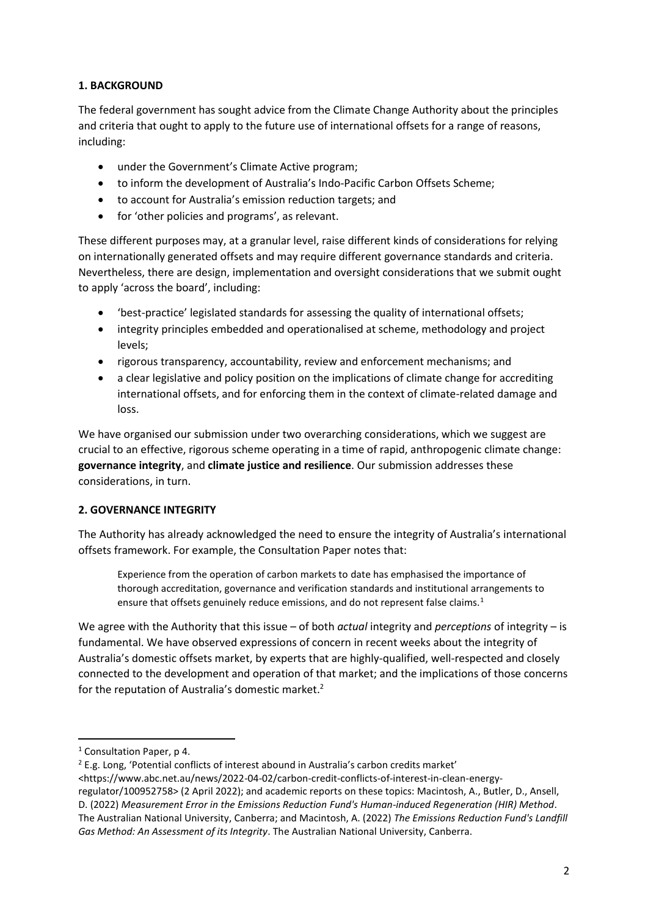## 1. BACKGROUND

The federal government has sought advice from the Climate Change Authority about the principles and criteria that ought to apply to the future use of international offsets for a range of reasons, including:

- under the Government's Climate Active program;
- to inform the development of Australia's Indo-Pacific Carbon Offsets Scheme;
- to account for Australia's emission reduction targets; and
- for 'other policies and programs', as relevant.

These different purposes may, at a granular level, raise different kinds of considerations for relying on internationally generated offsets and may require different governance standards and criteria. Nevertheless, there are design, implementation and oversight considerations that we submit ought to apply 'across the board', including:

- 'best-practice' legislated standards for assessing the quality of international offsets;
- integrity principles embedded and operationalised at scheme, methodology and project levels;
- rigorous transparency, accountability, review and enforcement mechanisms; and
- a clear legislative and policy position on the implications of climate change for accrediting international offsets, and for enforcing them in the context of climate-related damage and loss.

We have organised our submission under two overarching considerations, which we suggest are crucial to an effective, rigorous scheme operating in a time of rapid, anthropogenic climate change: **governance integrity**, and **climate justice and resilience**. Our submission addresses these considerations, in turn.

## 2. GOVERNANCE INTEGRITY

The Authority has already acknowledged the need to ensure the integrity of Australia's international offsets framework. For example, the Consultation Paper notes that:

> Experience from the operation of carbon markets to date has emphasised the importance of thorough accreditation, governance and verification standards and institutional arrangements to ensure that offsets genuinely reduce emissions, and do not represent false claims.[1]

We agree with the Authority that this issue – of both *actual* integrity and *perceptions* of integrity – is fundamental. We have observed expressions of concern in recent weeks about the integrity of Australia's domestic offsets market, by experts that are highly-qualified, well-respected and closely connected to the development and operation of that market; and the implications of those concerns for the reputation of Australia's domestic market.[2]

---

[1] Consultation Paper, p 4.

[2] E.g. Long, 'Potential conflicts of interest abound in Australia's carbon credits market' <https://www.abc.net.au/news/2022-04-02/carbon-credit-conflicts-of-interest-in-clean-energy-regulator/100952758> (2 April 2022); and academic reports on these topics: Macintosh, A., Butler, D., Ansell, D. (2022) *Measurement Error in the Emissions Reduction Fund's Human-induced Regeneration (HIR) Method*. The Australian National University, Canberra; and Macintosh, A. (2022) *The Emissions Reduction Fund's Landfill Gas Method: An Assessment of its Integrity*. The Australian National University, Canberra.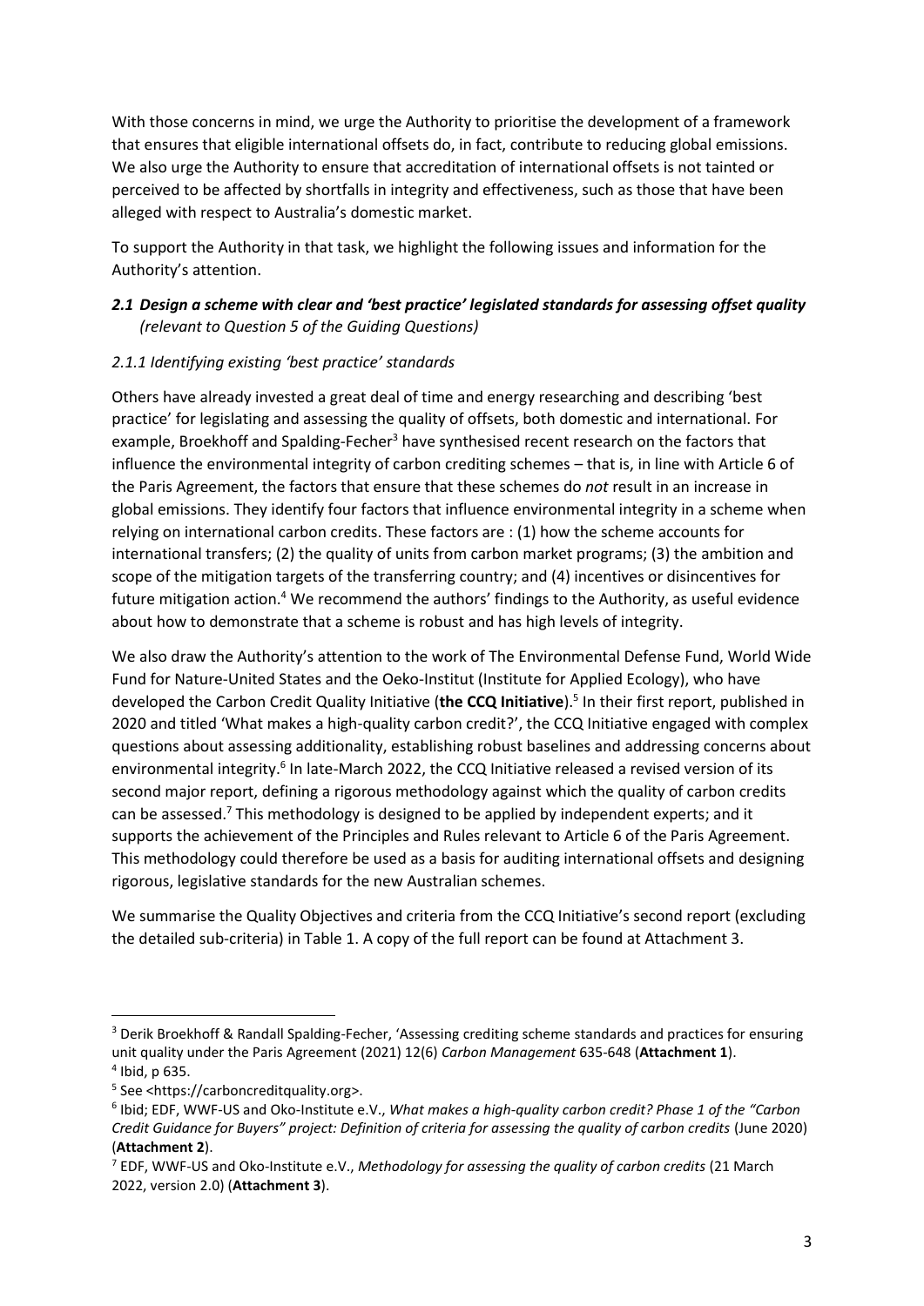With those concerns in mind, we urge the Authority to prioritise the development of a framework that ensures that eligible international offsets do, in fact, contribute to reducing global emissions. We also urge the Authority to ensure that accreditation of international offsets is not tainted or perceived to be affected by shortfalls in integrity and effectiveness, such as those that have been alleged with respect to Australia's domestic market.

To support the Authority in that task, we highlight the following issues and information for the Authority's attention.

### *2.1 Design a scheme with clear and 'best practice' legislated standards for assessing offset quality (relevant to Question 5 of the Guiding Questions)*

#### *2.1.1 Identifying existing 'best practice' standards*

Others have already invested a great deal of time and energy researching and describing 'best practice' for legislating and assessing the quality of offsets, both domestic and international. For example, Broekhoff and Spalding-Fecher[3] have synthesised recent research on the factors that influence the environmental integrity of carbon crediting schemes – that is, in line with Article 6 of the Paris Agreement, the factors that ensure that these schemes do *not* result in an increase in global emissions. They identify four factors that influence environmental integrity in a scheme when relying on international carbon credits. These factors are : (1) how the scheme accounts for international transfers; (2) the quality of units from carbon market programs; (3) the ambition and scope of the mitigation targets of the transferring country; and (4) incentives or disincentives for future mitigation action.[4] We recommend the authors' findings to the Authority, as useful evidence about how to demonstrate that a scheme is robust and has high levels of integrity.

We also draw the Authority's attention to the work of The Environmental Defense Fund, World Wide Fund for Nature-United States and the Oeko-Institut (Institute for Applied Ecology), who have developed the Carbon Credit Quality Initiative (**the CCQ Initiative**).[5] In their first report, published in 2020 and titled 'What makes a high-quality carbon credit?', the CCQ Initiative engaged with complex questions about assessing additionality, establishing robust baselines and addressing concerns about environmental integrity.[6] In late-March 2022, the CCQ Initiative released a revised version of its second major report, defining a rigorous methodology against which the quality of carbon credits can be assessed.[7] This methodology is designed to be applied by independent experts; and it supports the achievement of the Principles and Rules relevant to Article 6 of the Paris Agreement. This methodology could therefore be used as a basis for auditing international offsets and designing rigorous, legislative standards for the new Australian schemes.

We summarise the Quality Objectives and criteria from the CCQ Initiative's second report (excluding the detailed sub-criteria) in Table 1. A copy of the full report can be found at Attachment 3.

---

[3] Derik Broekhoff & Randall Spalding-Fecher, 'Assessing crediting scheme standards and practices for ensuring unit quality under the Paris Agreement (2021) 12(6) *Carbon Management* 635-648 (**Attachment 1**).

[4] Ibid, p 635.

[5] See <https://carboncreditquality.org>.

[6] Ibid; EDF, WWF-US and Oko-Institute e.V., *What makes a high-quality carbon credit? Phase 1 of the "Carbon Credit Guidance for Buyers" project: Definition of criteria for assessing the quality of carbon credits* (June 2020) (**Attachment 2**).

[7] EDF, WWF-US and Oko-Institute e.V., *Methodology for assessing the quality of carbon credits* (21 March 2022, version 2.0) (**Attachment 3**).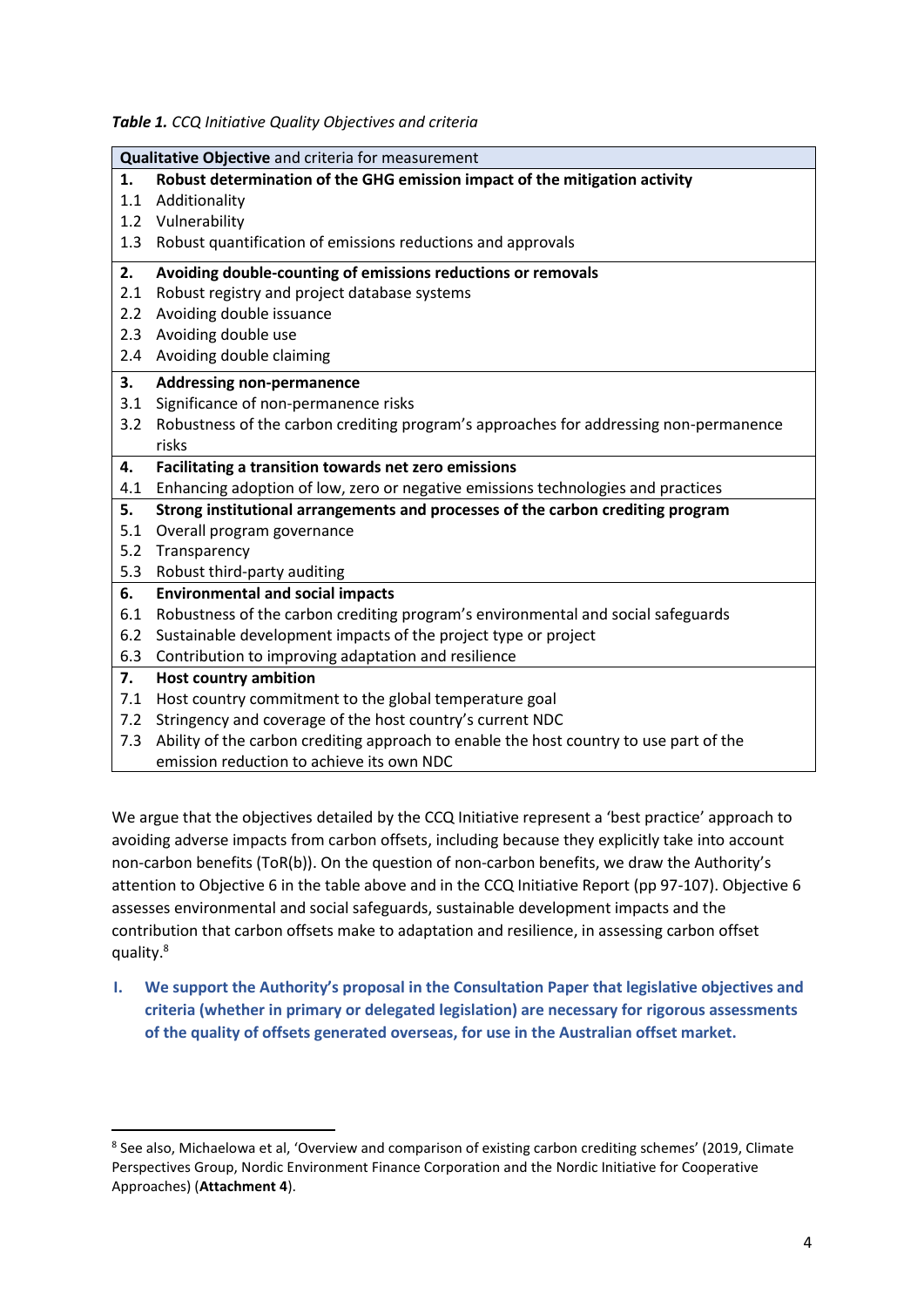***Table 1.*** *CCQ Initiative Quality Objectives and criteria*

| **Qualitative Objective** and criteria for measurement | |
|---|---|
| **1.** | **Robust determination of the GHG emission impact of the mitigation activity** |
| 1.1 | Additionality |
| 1.2 | Vulnerability |
| 1.3 | Robust quantification of emissions reductions and approvals |
| **2.** | **Avoiding double-counting of emissions reductions or removals** |
| 2.1 | Robust registry and project database systems |
| 2.2 | Avoiding double issuance |
| 2.3 | Avoiding double use |
| 2.4 | Avoiding double claiming |
| **3.** | **Addressing non-permanence** |
| 3.1 | Significance of non-permanence risks |
| 3.2 | Robustness of the carbon crediting program's approaches for addressing non-permanence risks |
| **4.** | **Facilitating a transition towards net zero emissions** |
| 4.1 | Enhancing adoption of low, zero or negative emissions technologies and practices |
| **5.** | **Strong institutional arrangements and processes of the carbon crediting program** |
| 5.1 | Overall program governance |
| 5.2 | Transparency |
| 5.3 | Robust third-party auditing |
| **6.** | **Environmental and social impacts** |
| 6.1 | Robustness of the carbon crediting program's environmental and social safeguards |
| 6.2 | Sustainable development impacts of the project type or project |
| 6.3 | Contribution to improving adaptation and resilience |
| **7.** | **Host country ambition** |
| 7.1 | Host country commitment to the global temperature goal |
| 7.2 | Stringency and coverage of the host country's current NDC |
| 7.3 | Ability of the carbon crediting approach to enable the host country to use part of the emission reduction to achieve its own NDC |

We argue that the objectives detailed by the CCQ Initiative represent a 'best practice' approach to avoiding adverse impacts from carbon offsets, including because they explicitly take into account non-carbon benefits (ToR(b)). On the question of non-carbon benefits, we draw the Authority's attention to Objective 6 in the table above and in the CCQ Initiative Report (pp 97-107). Objective 6 assesses environmental and social safeguards, sustainable development impacts and the contribution that carbon offsets make to adaptation and resilience, in assessing carbon offset quality.[8]

**I. We support the Authority's proposal in the Consultation Paper that legislative objectives and criteria (whether in primary or delegated legislation) are necessary for rigorous assessments of the quality of offsets generated overseas, for use in the Australian offset market.**

---

[8] See also, Michaelowa et al, 'Overview and comparison of existing carbon crediting schemes' (2019, Climate Perspectives Group, Nordic Environment Finance Corporation and the Nordic Initiative for Cooperative Approaches) (**Attachment 4**).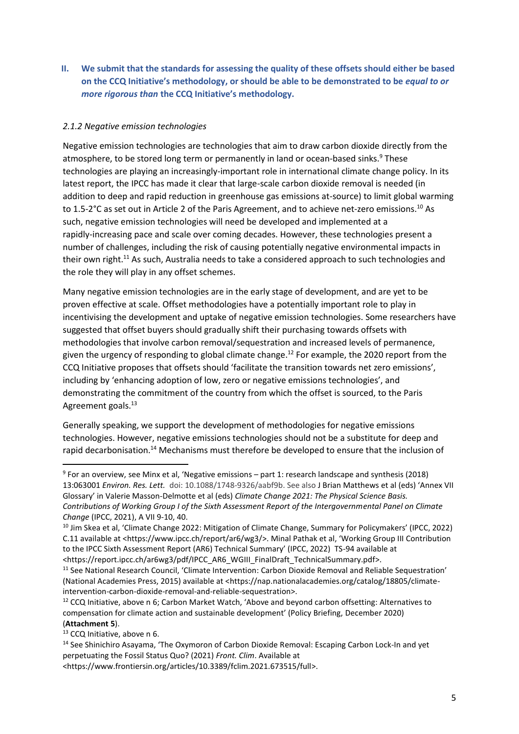**II. We submit that the standards for assessing the quality of these offsets should either be based on the CCQ Initiative's methodology, or should be able to be demonstrated to be *equal to or more rigorous than* the CCQ Initiative's methodology.**

*2.1.2 Negative emission technologies*

Negative emission technologies are technologies that aim to draw carbon dioxide directly from the atmosphere, to be stored long term or permanently in land or ocean-based sinks.[9] These technologies are playing an increasingly-important role in international climate change policy. In its latest report, the IPCC has made it clear that large-scale carbon dioxide removal is needed (in addition to deep and rapid reduction in greenhouse gas emissions at-source) to limit global warming to 1.5-2°C as set out in Article 2 of the Paris Agreement, and to achieve net-zero emissions.[10] As such, negative emission technologies will need be developed and implemented at a rapidly-increasing pace and scale over coming decades. However, these technologies present a number of challenges, including the risk of causing potentially negative environmental impacts in their own right.[11] As such, Australia needs to take a considered approach to such technologies and the role they will play in any offset schemes.

Many negative emission technologies are in the early stage of development, and are yet to be proven effective at scale. Offset methodologies have a potentially important role to play in incentivising the development and uptake of negative emission technologies. Some researchers have suggested that offset buyers should gradually shift their purchasing towards offsets with methodologies that involve carbon removal/sequestration and increased levels of permanence, given the urgency of responding to global climate change.[12] For example, the 2020 report from the CCQ Initiative proposes that offsets should 'facilitate the transition towards net zero emissions', including by 'enhancing adoption of low, zero or negative emissions technologies', and demonstrating the commitment of the country from which the offset is sourced, to the Paris Agreement goals.[13]

Generally speaking, we support the development of methodologies for negative emissions technologies. However, negative emissions technologies should not be a substitute for deep and rapid decarbonisation.[14] Mechanisms must therefore be developed to ensure that the inclusion of

---

[9] For an overview, see Minx et al, 'Negative emissions – part 1: research landscape and synthesis (2018) 13:063001 *Environ. Res. Lett.* doi: 10.1088/1748-9326/aabf9b. See also J Brian Matthews et al (eds) 'Annex VII Glossary' in Valerie Masson-Delmotte et al (eds) *Climate Change 2021: The Physical Science Basis. Contributions of Working Group I of the Sixth Assessment Report of the Intergovernmental Panel on Climate Change* (IPCC, 2021), A VII 9-10, 40.

[10] Jim Skea et al, 'Climate Change 2022: Mitigation of Climate Change, Summary for Policymakers' (IPCC, 2022) C.11 available at <https://www.ipcc.ch/report/ar6/wg3/>. Minal Pathak et al, 'Working Group III Contribution to the IPCC Sixth Assessment Report (AR6) Technical Summary' (IPCC, 2022) TS-94 available at <https://report.ipcc.ch/ar6wg3/pdf/IPCC_AR6_WGIII_FinalDraft_TechnicalSummary.pdf>.

[11] See National Research Council, 'Climate Intervention: Carbon Dioxide Removal and Reliable Sequestration' (National Academies Press, 2015) available at <https://nap.nationalacademies.org/catalog/18805/climate-intervention-carbon-dioxide-removal-and-reliable-sequestration>.

[12] CCQ Initiative, above n 6; Carbon Market Watch, 'Above and beyond carbon offsetting: Alternatives to compensation for climate action and sustainable development' (Policy Briefing, December 2020) (**Attachment 5**).

[13] CCQ Initiative, above n 6.

[14] See Shinichiro Asayama, 'The Oxymoron of Carbon Dioxide Removal: Escaping Carbon Lock-In and yet perpetuating the Fossil Status Quo? (2021) *Front. Clim*. Available at <https://www.frontiersin.org/articles/10.3389/fclim.2021.673515/full>.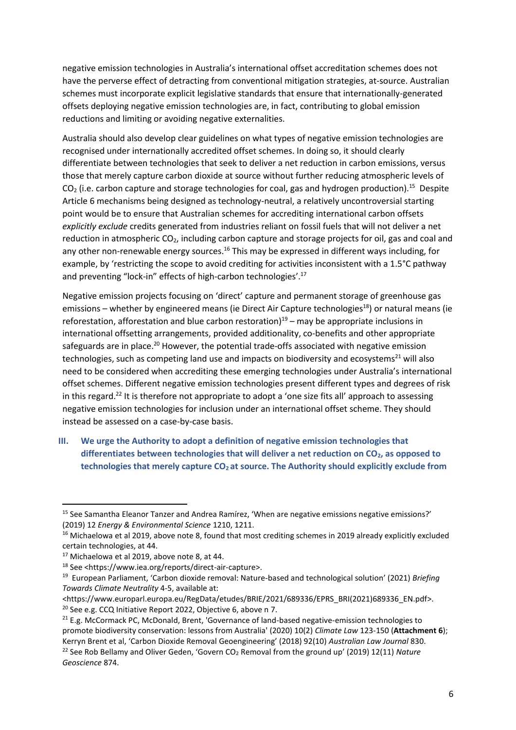negative emission technologies in Australia's international offset accreditation schemes does not have the perverse effect of detracting from conventional mitigation strategies, at-source. Australian schemes must incorporate explicit legislative standards that ensure that internationally-generated offsets deploying negative emission technologies are, in fact, contributing to global emission reductions and limiting or avoiding negative externalities.

Australia should also develop clear guidelines on what types of negative emission technologies are recognised under internationally accredited offset schemes. In doing so, it should clearly differentiate between technologies that seek to deliver a net reduction in carbon emissions, versus those that merely capture carbon dioxide at source without further reducing atmospheric levels of $CO_2$ (i.e. carbon capture and storage technologies for coal, gas and hydrogen production).[15] Despite Article 6 mechanisms being designed as technology-neutral, a relatively uncontroversial starting point would be to ensure that Australian schemes for accrediting international carbon offsets *explicitly exclude* credits generated from industries reliant on fossil fuels that will not deliver a net reduction in atmospheric $CO_2$, including carbon capture and storage projects for oil, gas and coal and any other non-renewable energy sources.[16] This may be expressed in different ways including, for example, by 'restricting the scope to avoid crediting for activities inconsistent with a 1.5°C pathway and preventing "lock-in" effects of high-carbon technologies'.[17]

Negative emission projects focusing on 'direct' capture and permanent storage of greenhouse gas emissions – whether by engineered means (ie Direct Air Capture technologies[18]) or natural means (ie reforestation, afforestation and blue carbon restoration)[19] – may be appropriate inclusions in international offsetting arrangements, provided additionality, co-benefits and other appropriate safeguards are in place.[20] However, the potential trade-offs associated with negative emission technologies, such as competing land use and impacts on biodiversity and ecosystems[21] will also need to be considered when accrediting these emerging technologies under Australia's international offset schemes. Different negative emission technologies present different types and degrees of risk in this regard.[22] It is therefore not appropriate to adopt a 'one size fits all' approach to assessing negative emission technologies for inclusion under an international offset scheme. They should instead be assessed on a case-by-case basis.

**III. We urge the Authority to adopt a definition of negative emission technologies that differentiates between technologies that will deliver a net reduction on $CO_2$, as opposed to technologies that merely capture $CO_2$ at source. The Authority should explicitly exclude from**

---

[15] See Samantha Eleanor Tanzer and Andrea Ramírez, 'When are negative emissions negative emissions?' (2019) 12 *Energy & Environmental Science* 1210, 1211.

[16] Michaelowa et al 2019, above note 8, found that most crediting schemes in 2019 already explicitly excluded certain technologies, at 44.

[17] Michaelowa et al 2019, above note 8, at 44.

[18] See <https://www.iea.org/reports/direct-air-capture>.

[19] European Parliament, 'Carbon dioxide removal: Nature-based and technological solution' (2021) *Briefing Towards Climate Neutrality* 4-5, available at: <https://www.europarl.europa.eu/RegData/etudes/BRIE/2021/689336/EPRS_BRI(2021)689336_EN.pdf>.

[20] See e.g. CCQ Initiative Report 2022, Objective 6, above n 7.

[21] E.g. McCormack PC, McDonald, Brent, 'Governance of land-based negative-emission technologies to promote biodiversity conservation: lessons from Australia' (2020) 10(2) *Climate Law* 123-150 (**Attachment 6**); Kerryn Brent et al, 'Carbon Dioxide Removal Geoengineering' (2018) 92(10) *Australian Law Journal* 830.

[22] See Rob Bellamy and Oliver Geden, 'Govern $CO_2$ Removal from the ground up' (2019) 12(11) *Nature Geoscience* 874.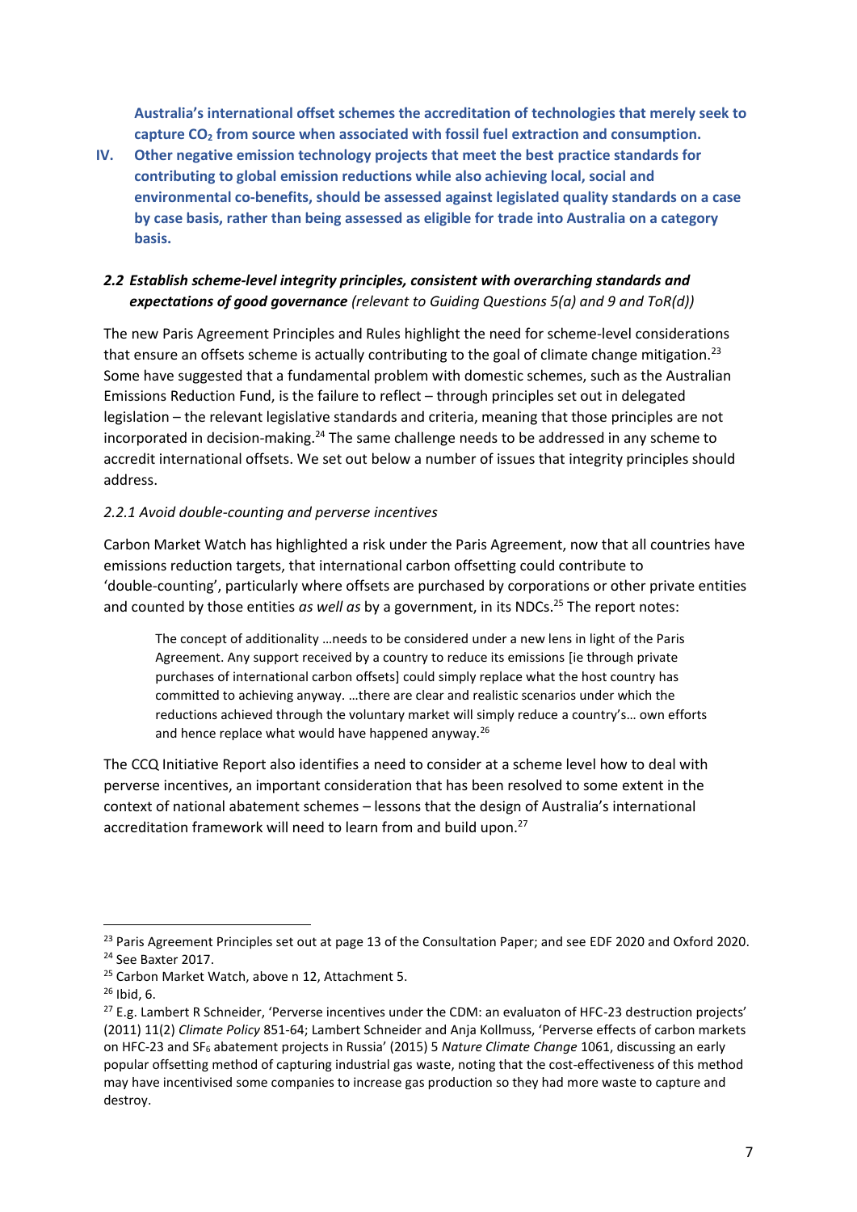**Australia's international offset schemes the accreditation of technologies that merely seek to capture $CO_2$ from source when associated with fossil fuel extraction and consumption.**

**IV. Other negative emission technology projects that meet the best practice standards for contributing to global emission reductions while also achieving local, social and environmental co-benefits, should be assessed against legislated quality standards on a case by case basis, rather than being assessed as eligible for trade into Australia on a category basis.**

### *2.2 Establish scheme-level integrity principles, consistent with overarching standards and expectations of good governance* *(relevant to Guiding Questions 5(a) and 9 and ToR(d))*

The new Paris Agreement Principles and Rules highlight the need for scheme-level considerations that ensure an offsets scheme is actually contributing to the goal of climate change mitigation.[23] Some have suggested that a fundamental problem with domestic schemes, such as the Australian Emissions Reduction Fund, is the failure to reflect – through principles set out in delegated legislation – the relevant legislative standards and criteria, meaning that those principles are not incorporated in decision-making.[24] The same challenge needs to be addressed in any scheme to accredit international offsets. We set out below a number of issues that integrity principles should address.

#### *2.2.1 Avoid double-counting and perverse incentives*

Carbon Market Watch has highlighted a risk under the Paris Agreement, now that all countries have emissions reduction targets, that international carbon offsetting could contribute to 'double-counting', particularly where offsets are purchased by corporations or other private entities and counted by those entities *as well as* by a government, in its NDCs.[25] The report notes:

> The concept of additionality …needs to be considered under a new lens in light of the Paris Agreement. Any support received by a country to reduce its emissions [ie through private purchases of international carbon offsets] could simply replace what the host country has committed to achieving anyway. …there are clear and realistic scenarios under which the reductions achieved through the voluntary market will simply reduce a country's… own efforts and hence replace what would have happened anyway.[26]

The CCQ Initiative Report also identifies a need to consider at a scheme level how to deal with perverse incentives, an important consideration that has been resolved to some extent in the context of national abatement schemes – lessons that the design of Australia's international accreditation framework will need to learn from and build upon.[27]

---

[23] Paris Agreement Principles set out at page 13 of the Consultation Paper; and see EDF 2020 and Oxford 2020.

[24] See Baxter 2017.

[25] Carbon Market Watch, above n 12, Attachment 5.

[26] Ibid, 6.

[27] E.g. Lambert R Schneider, 'Perverse incentives under the CDM: an evaluaton of HFC-23 destruction projects' (2011) 11(2) *Climate Policy* 851-64; Lambert Schneider and Anja Kollmuss, 'Perverse effects of carbon markets on HFC-23 and $SF_6$ abatement projects in Russia' (2015) 5 *Nature Climate Change* 1061, discussing an early popular offsetting method of capturing industrial gas waste, noting that the cost-effectiveness of this method may have incentivised some companies to increase gas production so they had more waste to capture and destroy.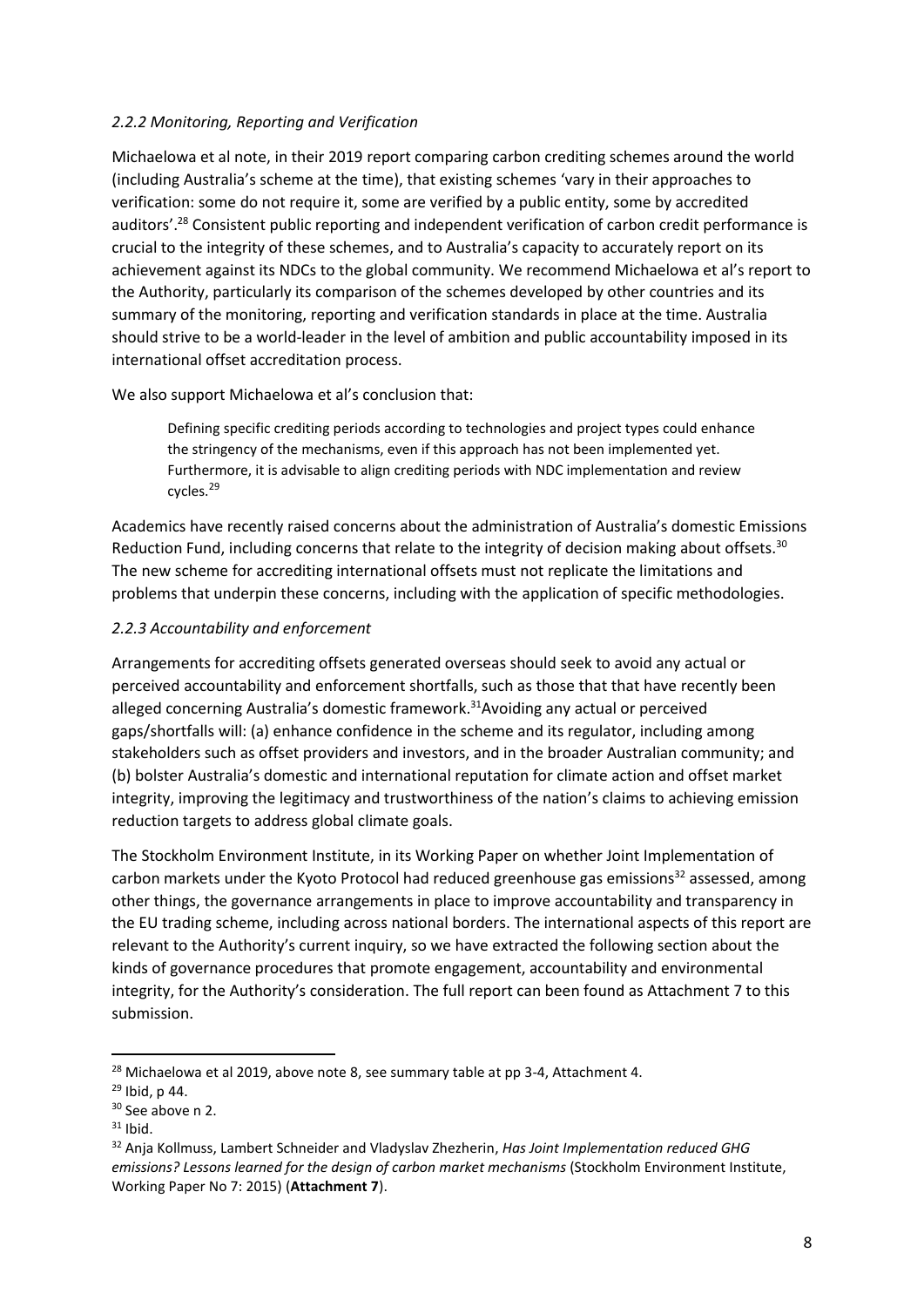### *2.2.2 Monitoring, Reporting and Verification*

Michaelowa et al note, in their 2019 report comparing carbon crediting schemes around the world (including Australia's scheme at the time), that existing schemes 'vary in their approaches to verification: some do not require it, some are verified by a public entity, some by accredited auditors'.[28] Consistent public reporting and independent verification of carbon credit performance is crucial to the integrity of these schemes, and to Australia's capacity to accurately report on its achievement against its NDCs to the global community. We recommend Michaelowa et al's report to the Authority, particularly its comparison of the schemes developed by other countries and its summary of the monitoring, reporting and verification standards in place at the time. Australia should strive to be a world-leader in the level of ambition and public accountability imposed in its international offset accreditation process.

We also support Michaelowa et al's conclusion that:

> Defining specific crediting periods according to technologies and project types could enhance the stringency of the mechanisms, even if this approach has not been implemented yet. Furthermore, it is advisable to align crediting periods with NDC implementation and review cycles.[29]

Academics have recently raised concerns about the administration of Australia's domestic Emissions Reduction Fund, including concerns that relate to the integrity of decision making about offsets.[30] The new scheme for accrediting international offsets must not replicate the limitations and problems that underpin these concerns, including with the application of specific methodologies.

### *2.2.3 Accountability and enforcement*

Arrangements for accrediting offsets generated overseas should seek to avoid any actual or perceived accountability and enforcement shortfalls, such as those that that have recently been alleged concerning Australia's domestic framework.[31] Avoiding any actual or perceived gaps/shortfalls will: (a) enhance confidence in the scheme and its regulator, including among stakeholders such as offset providers and investors, and in the broader Australian community; and (b) bolster Australia's domestic and international reputation for climate action and offset market integrity, improving the legitimacy and trustworthiness of the nation's claims to achieving emission reduction targets to address global climate goals.

The Stockholm Environment Institute, in its Working Paper on whether Joint Implementation of carbon markets under the Kyoto Protocol had reduced greenhouse gas emissions[32] assessed, among other things, the governance arrangements in place to improve accountability and transparency in the EU trading scheme, including across national borders. The international aspects of this report are relevant to the Authority's current inquiry, so we have extracted the following section about the kinds of governance procedures that promote engagement, accountability and environmental integrity, for the Authority's consideration. The full report can been found as Attachment 7 to this submission.

---

[28] Michaelowa et al 2019, above note 8, see summary table at pp 3-4, Attachment 4.

[29] Ibid, p 44.

[30] See above n 2.

[31] Ibid.

[32] Anja Kollmuss, Lambert Schneider and Vladyslav Zhezherin, *Has Joint Implementation reduced GHG emissions? Lessons learned for the design of carbon market mechanisms* (Stockholm Environment Institute, Working Paper No 7: 2015) (**Attachment 7**).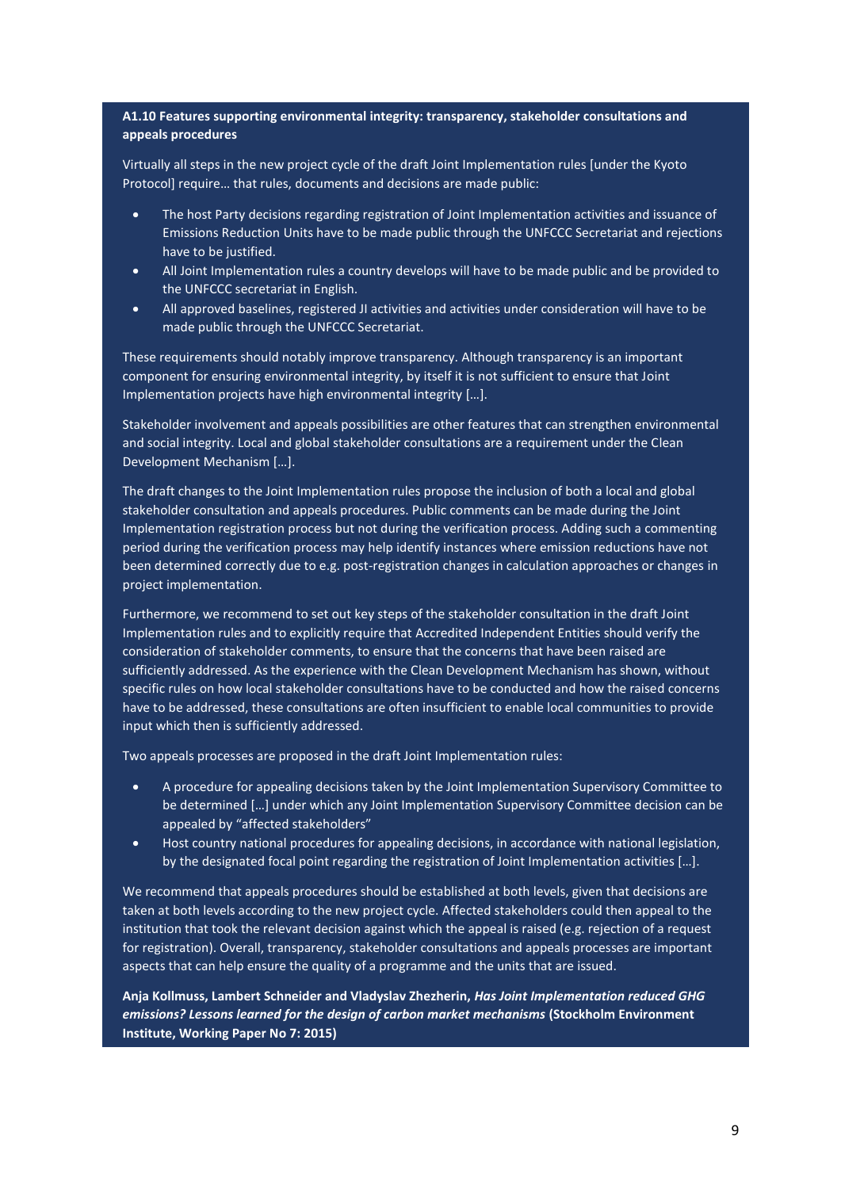**A1.10 Features supporting environmental integrity: transparency, stakeholder consultations and appeals procedures**

Virtually all steps in the new project cycle of the draft Joint Implementation rules [under the Kyoto Protocol] require… that rules, documents and decisions are made public:

- The host Party decisions regarding registration of Joint Implementation activities and issuance of Emissions Reduction Units have to be made public through the UNFCCC Secretariat and rejections have to be justified.
- All Joint Implementation rules a country develops will have to be made public and be provided to the UNFCCC secretariat in English.
- All approved baselines, registered JI activities and activities under consideration will have to be made public through the UNFCCC Secretariat.

These requirements should notably improve transparency. Although transparency is an important component for ensuring environmental integrity, by itself it is not sufficient to ensure that Joint Implementation projects have high environmental integrity […].

Stakeholder involvement and appeals possibilities are other features that can strengthen environmental and social integrity. Local and global stakeholder consultations are a requirement under the Clean Development Mechanism […].

The draft changes to the Joint Implementation rules propose the inclusion of both a local and global stakeholder consultation and appeals procedures. Public comments can be made during the Joint Implementation registration process but not during the verification process. Adding such a commenting period during the verification process may help identify instances where emission reductions have not been determined correctly due to e.g. post-registration changes in calculation approaches or changes in project implementation.

Furthermore, we recommend to set out key steps of the stakeholder consultation in the draft Joint Implementation rules and to explicitly require that Accredited Independent Entities should verify the consideration of stakeholder comments, to ensure that the concerns that have been raised are sufficiently addressed. As the experience with the Clean Development Mechanism has shown, without specific rules on how local stakeholder consultations have to be conducted and how the raised concerns have to be addressed, these consultations are often insufficient to enable local communities to provide input which then is sufficiently addressed.

Two appeals processes are proposed in the draft Joint Implementation rules:

- A procedure for appealing decisions taken by the Joint Implementation Supervisory Committee to be determined […] under which any Joint Implementation Supervisory Committee decision can be appealed by "affected stakeholders"
- Host country national procedures for appealing decisions, in accordance with national legislation, by the designated focal point regarding the registration of Joint Implementation activities […].

We recommend that appeals procedures should be established at both levels, given that decisions are taken at both levels according to the new project cycle. Affected stakeholders could then appeal to the institution that took the relevant decision against which the appeal is raised (e.g. rejection of a request for registration). Overall, transparency, stakeholder consultations and appeals processes are important aspects that can help ensure the quality of a programme and the units that are issued.

**Anja Kollmuss, Lambert Schneider and Vladyslav Zhezherin, *Has Joint Implementation reduced GHG emissions? Lessons learned for the design of carbon market mechanisms* (Stockholm Environment Institute, Working Paper No 7: 2015)**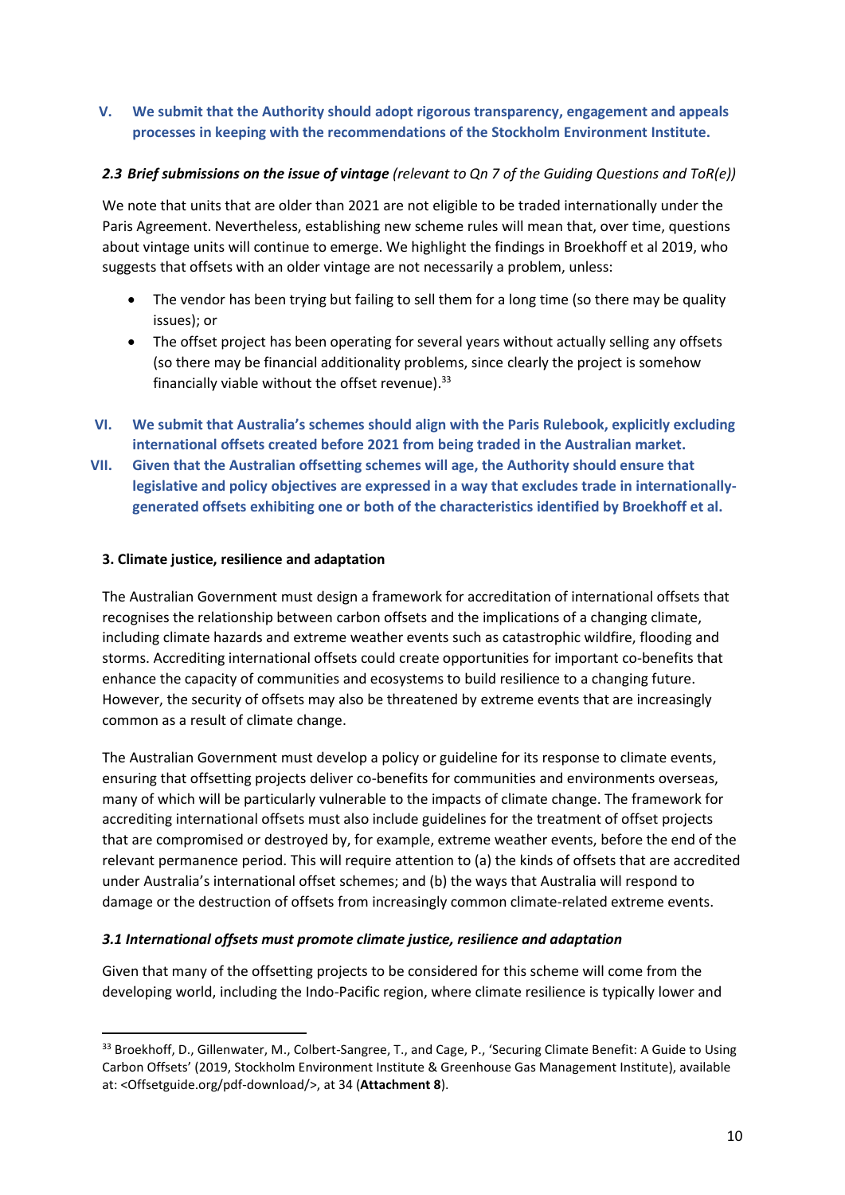**V. We submit that the Authority should adopt rigorous transparency, engagement and appeals processes in keeping with the recommendations of the Stockholm Environment Institute.**

***2.3 Brief submissions on the issue of vintage*** *(relevant to Qn 7 of the Guiding Questions and ToR(e))*

We note that units that are older than 2021 are not eligible to be traded internationally under the Paris Agreement. Nevertheless, establishing new scheme rules will mean that, over time, questions about vintage units will continue to emerge. We highlight the findings in Broekhoff et al 2019, who suggests that offsets with an older vintage are not necessarily a problem, unless:

- The vendor has been trying but failing to sell them for a long time (so there may be quality issues); or
- The offset project has been operating for several years without actually selling any offsets (so there may be financial additionality problems, since clearly the project is somehow financially viable without the offset revenue).[33]

**VI. We submit that Australia's schemes should align with the Paris Rulebook, explicitly excluding international offsets created before 2021 from being traded in the Australian market.**

**VII. Given that the Australian offsetting schemes will age, the Authority should ensure that legislative and policy objectives are expressed in a way that excludes trade in internationally-generated offsets exhibiting one or both of the characteristics identified by Broekhoff et al.**

**3. Climate justice, resilience and adaptation**

The Australian Government must design a framework for accreditation of international offsets that recognises the relationship between carbon offsets and the implications of a changing climate, including climate hazards and extreme weather events such as catastrophic wildfire, flooding and storms. Accrediting international offsets could create opportunities for important co-benefits that enhance the capacity of communities and ecosystems to build resilience to a changing future. However, the security of offsets may also be threatened by extreme events that are increasingly common as a result of climate change.

The Australian Government must develop a policy or guideline for its response to climate events, ensuring that offsetting projects deliver co-benefits for communities and environments overseas, many of which will be particularly vulnerable to the impacts of climate change. The framework for accrediting international offsets must also include guidelines for the treatment of offset projects that are compromised or destroyed by, for example, extreme weather events, before the end of the relevant permanence period. This will require attention to (a) the kinds of offsets that are accredited under Australia's international offset schemes; and (b) the ways that Australia will respond to damage or the destruction of offsets from increasingly common climate-related extreme events.

***3.1 International offsets must promote climate justice, resilience and adaptation***

Given that many of the offsetting projects to be considered for this scheme will come from the developing world, including the Indo-Pacific region, where climate resilience is typically lower and

---

[33] Broekhoff, D., Gillenwater, M., Colbert-Sangree, T., and Cage, P., 'Securing Climate Benefit: A Guide to Using Carbon Offsets' (2019, Stockholm Environment Institute & Greenhouse Gas Management Institute), available at: <Offsetguide.org/pdf-download/>, at 34 (**Attachment 8**).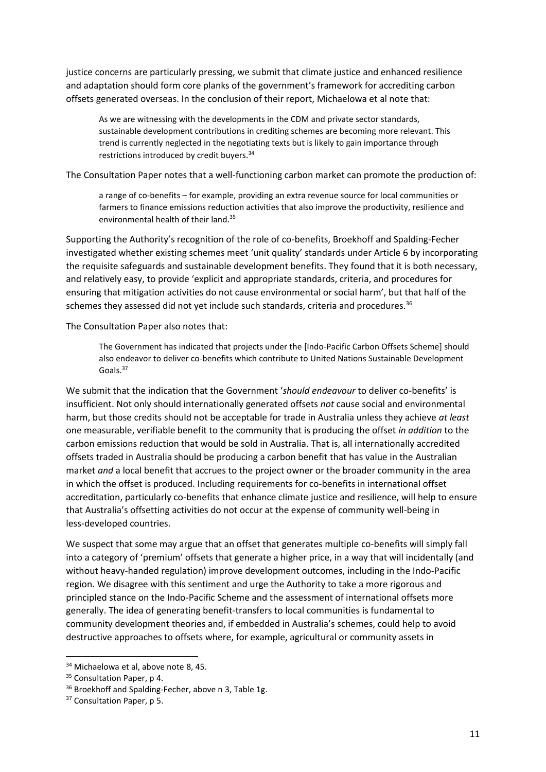justice concerns are particularly pressing, we submit that climate justice and enhanced resilience and adaptation should form core planks of the government's framework for accrediting carbon offsets generated overseas. In the conclusion of their report, Michaelowa et al note that:

> As we are witnessing with the developments in the CDM and private sector standards, sustainable development contributions in crediting schemes are becoming more relevant. This trend is currently neglected in the negotiating texts but is likely to gain importance through restrictions introduced by credit buyers.[34]

The Consultation Paper notes that a well-functioning carbon market can promote the production of:

> a range of co-benefits – for example, providing an extra revenue source for local communities or farmers to finance emissions reduction activities that also improve the productivity, resilience and environmental health of their land.[35]

Supporting the Authority's recognition of the role of co-benefits, Broekhoff and Spalding-Fecher investigated whether existing schemes meet 'unit quality' standards under Article 6 by incorporating the requisite safeguards and sustainable development benefits. They found that it is both necessary, and relatively easy, to provide 'explicit and appropriate standards, criteria, and procedures for ensuring that mitigation activities do not cause environmental or social harm', but that half of the schemes they assessed did not yet include such standards, criteria and procedures.[36]

The Consultation Paper also notes that:

> The Government has indicated that projects under the [Indo-Pacific Carbon Offsets Scheme] should also endeavor to deliver co-benefits which contribute to United Nations Sustainable Development Goals.[37]

We submit that the indication that the Government '*should endeavour* to deliver co-benefits' is insufficient. Not only should internationally generated offsets *not* cause social and environmental harm, but those credits should not be acceptable for trade in Australia unless they achieve *at least* one measurable, verifiable benefit to the community that is producing the offset *in addition* to the carbon emissions reduction that would be sold in Australia. That is, all internationally accredited offsets traded in Australia should be producing a carbon benefit that has value in the Australian market *and* a local benefit that accrues to the project owner or the broader community in the area in which the offset is produced. Including requirements for co-benefits in international offset accreditation, particularly co-benefits that enhance climate justice and resilience, will help to ensure that Australia's offsetting activities do not occur at the expense of community well-being in less-developed countries.

We suspect that some may argue that an offset that generates multiple co-benefits will simply fall into a category of 'premium' offsets that generate a higher price, in a way that will incidentally (and without heavy-handed regulation) improve development outcomes, including in the Indo-Pacific region. We disagree with this sentiment and urge the Authority to take a more rigorous and principled stance on the Indo-Pacific Scheme and the assessment of international offsets more generally. The idea of generating benefit-transfers to local communities is fundamental to community development theories and, if embedded in Australia's schemes, could help to avoid destructive approaches to offsets where, for example, agricultural or community assets in

---

[34] Michaelowa et al, above note 8, 45.

[35] Consultation Paper, p 4.

[36] Broekhoff and Spalding-Fecher, above n 3, Table 1g.

[37] Consultation Paper, p 5.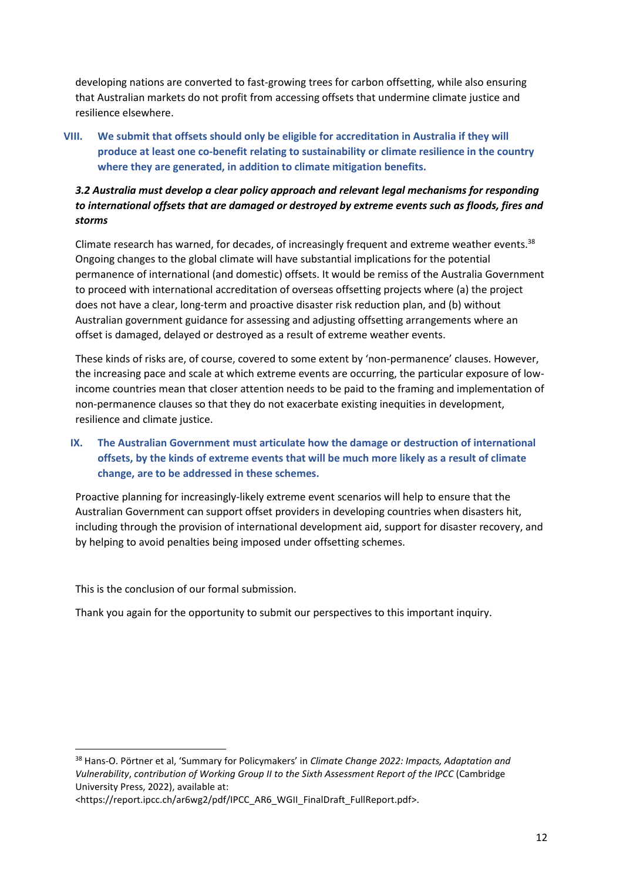developing nations are converted to fast-growing trees for carbon offsetting, while also ensuring that Australian markets do not profit from accessing offsets that undermine climate justice and resilience elsewhere.

**VIII. We submit that offsets should only be eligible for accreditation in Australia if they will produce at least one co-benefit relating to sustainability or climate resilience in the country where they are generated, in addition to climate mitigation benefits.**

### *3.2 Australia must develop a clear policy approach and relevant legal mechanisms for responding to international offsets that are damaged or destroyed by extreme events such as floods, fires and storms*

Climate research has warned, for decades, of increasingly frequent and extreme weather events.[38] Ongoing changes to the global climate will have substantial implications for the potential permanence of international (and domestic) offsets. It would be remiss of the Australia Government to proceed with international accreditation of overseas offsetting projects where (a) the project does not have a clear, long-term and proactive disaster risk reduction plan, and (b) without Australian government guidance for assessing and adjusting offsetting arrangements where an offset is damaged, delayed or destroyed as a result of extreme weather events.

These kinds of risks are, of course, covered to some extent by 'non-permanence' clauses. However, the increasing pace and scale at which extreme events are occurring, the particular exposure of low-income countries mean that closer attention needs to be paid to the framing and implementation of non-permanence clauses so that they do not exacerbate existing inequities in development, resilience and climate justice.

**IX. The Australian Government must articulate how the damage or destruction of international offsets, by the kinds of extreme events that will be much more likely as a result of climate change, are to be addressed in these schemes.**

Proactive planning for increasingly-likely extreme event scenarios will help to ensure that the Australian Government can support offset providers in developing countries when disasters hit, including through the provision of international development aid, support for disaster recovery, and by helping to avoid penalties being imposed under offsetting schemes.

This is the conclusion of our formal submission.

Thank you again for the opportunity to submit our perspectives to this important inquiry.

---

[38] Hans-O. Pörtner et al, 'Summary for Policymakers' in *Climate Change 2022: Impacts, Adaptation and Vulnerability*, *contribution of Working Group II to the Sixth Assessment Report of the IPCC* (Cambridge University Press, 2022), available at: <https://report.ipcc.ch/ar6wg2/pdf/IPCC_AR6_WGII_FinalDraft_FullReport.pdf>.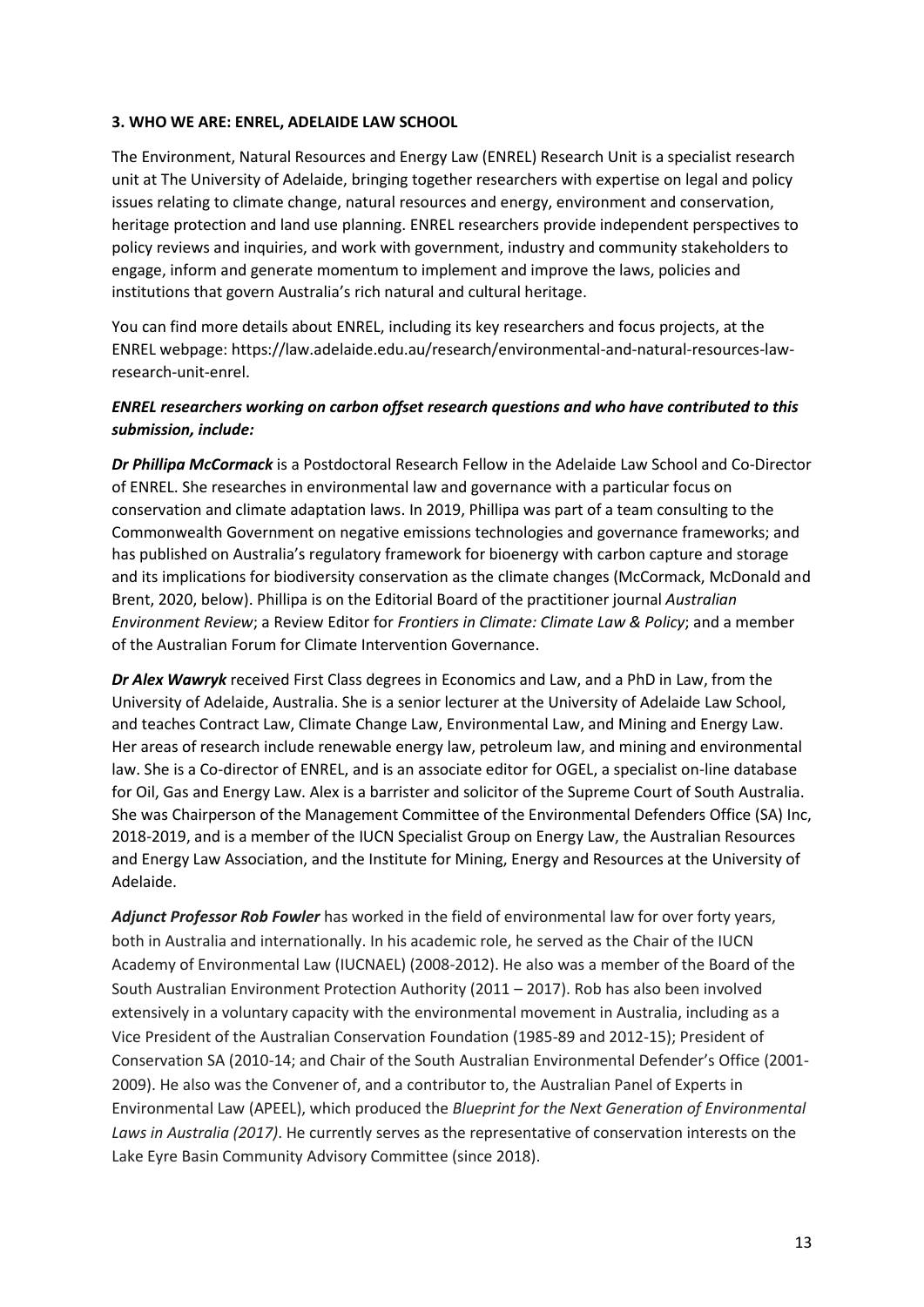**3. WHO WE ARE: ENREL, ADELAIDE LAW SCHOOL**

The Environment, Natural Resources and Energy Law (ENREL) Research Unit is a specialist research unit at The University of Adelaide, bringing together researchers with expertise on legal and policy issues relating to climate change, natural resources and energy, environment and conservation, heritage protection and land use planning. ENREL researchers provide independent perspectives to policy reviews and inquiries, and work with government, industry and community stakeholders to engage, inform and generate momentum to implement and improve the laws, policies and institutions that govern Australia's rich natural and cultural heritage.

You can find more details about ENREL, including its key researchers and focus projects, at the ENREL webpage: https://law.adelaide.edu.au/research/environmental-and-natural-resources-law-research-unit-enrel.

***ENREL researchers working on carbon offset research questions and who have contributed to this submission, include:***

***Dr Phillipa McCormack*** is a Postdoctoral Research Fellow in the Adelaide Law School and Co-Director of ENREL. She researches in environmental law and governance with a particular focus on conservation and climate adaptation laws. In 2019, Phillipa was part of a team consulting to the Commonwealth Government on negative emissions technologies and governance frameworks; and has published on Australia's regulatory framework for bioenergy with carbon capture and storage and its implications for biodiversity conservation as the climate changes (McCormack, McDonald and Brent, 2020, below). Phillipa is on the Editorial Board of the practitioner journal *Australian Environment Review*; a Review Editor for *Frontiers in Climate: Climate Law & Policy*; and a member of the Australian Forum for Climate Intervention Governance.

***Dr Alex Wawryk*** received First Class degrees in Economics and Law, and a PhD in Law, from the University of Adelaide, Australia. She is a senior lecturer at the University of Adelaide Law School, and teaches Contract Law, Climate Change Law, Environmental Law, and Mining and Energy Law. Her areas of research include renewable energy law, petroleum law, and mining and environmental law. She is a Co-director of ENREL, and is an associate editor for OGEL, a specialist on-line database for Oil, Gas and Energy Law. Alex is a barrister and solicitor of the Supreme Court of South Australia. She was Chairperson of the Management Committee of the Environmental Defenders Office (SA) Inc, 2018-2019, and is a member of the IUCN Specialist Group on Energy Law, the Australian Resources and Energy Law Association, and the Institute for Mining, Energy and Resources at the University of Adelaide.

***Adjunct Professor Rob Fowler*** has worked in the field of environmental law for over forty years, both in Australia and internationally. In his academic role, he served as the Chair of the IUCN Academy of Environmental Law (IUCNAEL) (2008-2012). He also was a member of the Board of the South Australian Environment Protection Authority (2011 – 2017). Rob has also been involved extensively in a voluntary capacity with the environmental movement in Australia, including as a Vice President of the Australian Conservation Foundation (1985-89 and 2012-15); President of Conservation SA (2010-14; and Chair of the South Australian Environmental Defender's Office (2001-2009). He also was the Convener of, and a contributor to, the Australian Panel of Experts in Environmental Law (APEEL), which produced the *Blueprint for the Next Generation of Environmental Laws in Australia (2017)*. He currently serves as the representative of conservation interests on the Lake Eyre Basin Community Advisory Committee (since 2018).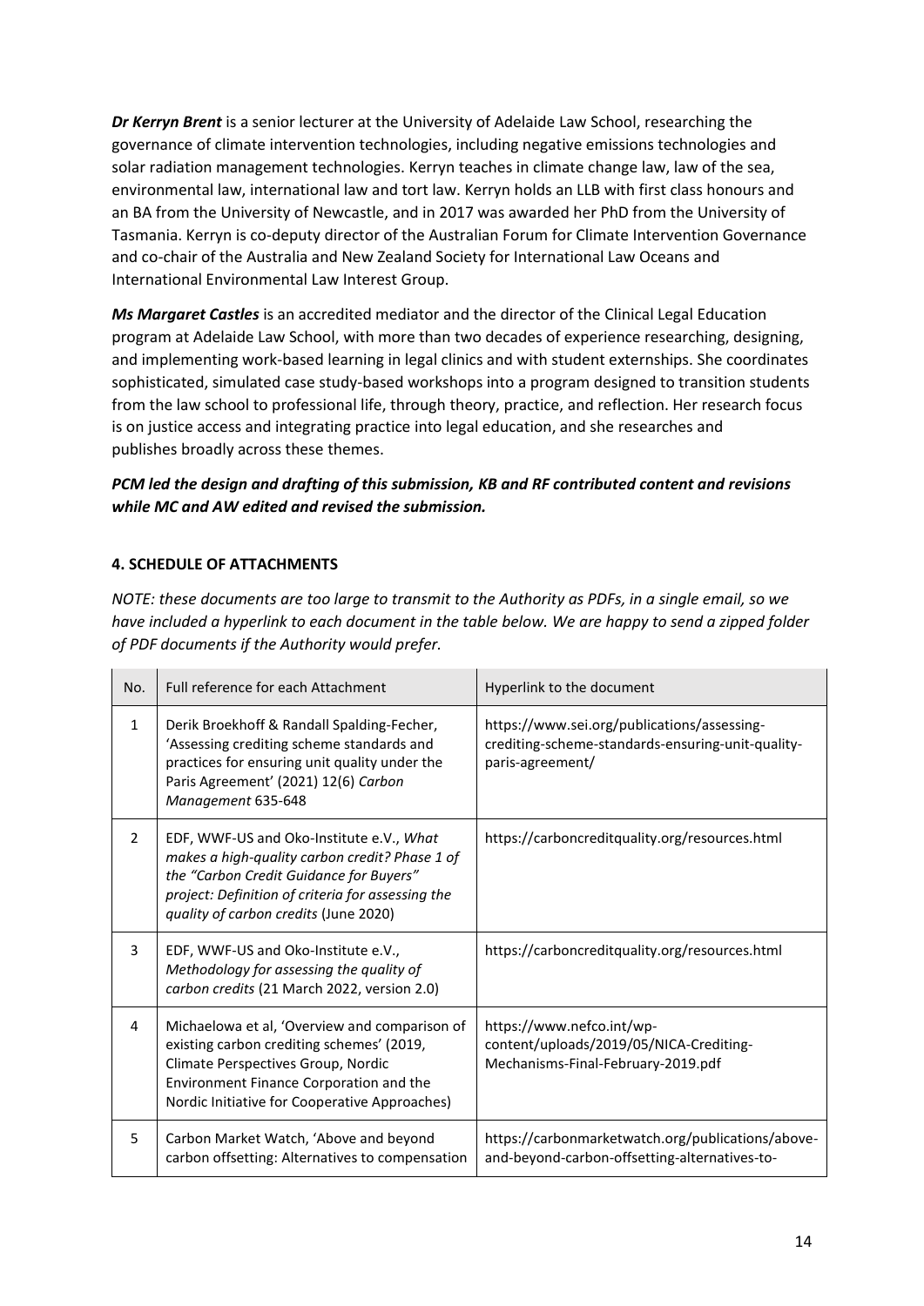***Dr Kerryn Brent*** is a senior lecturer at the University of Adelaide Law School, researching the governance of climate intervention technologies, including negative emissions technologies and solar radiation management technologies. Kerryn teaches in climate change law, law of the sea, environmental law, international law and tort law. Kerryn holds an LLB with first class honours and an BA from the University of Newcastle, and in 2017 was awarded her PhD from the University of Tasmania. Kerryn is co-deputy director of the Australian Forum for Climate Intervention Governance and co-chair of the Australia and New Zealand Society for International Law Oceans and International Environmental Law Interest Group.

***Ms Margaret Castles*** is an accredited mediator and the director of the Clinical Legal Education program at Adelaide Law School, with more than two decades of experience researching, designing, and implementing work-based learning in legal clinics and with student externships. She coordinates sophisticated, simulated case study-based workshops into a program designed to transition students from the law school to professional life, through theory, practice, and reflection. Her research focus is on justice access and integrating practice into legal education, and she researches and publishes broadly across these themes.

***PCM led the design and drafting of this submission, KB and RF contributed content and revisions while MC and AW edited and revised the submission.***

## 4. SCHEDULE OF ATTACHMENTS

*NOTE: these documents are too large to transmit to the Authority as PDFs, in a single email, so we have included a hyperlink to each document in the table below. We are happy to send a zipped folder of PDF documents if the Authority would prefer.*

| No. | Full reference for each Attachment | Hyperlink to the document |
|---|---|---|
| 1 | Derik Broekhoff & Randall Spalding-Fecher, 'Assessing crediting scheme standards and practices for ensuring unit quality under the Paris Agreement' (2021) 12(6) *Carbon Management* 635-648 | https://www.sei.org/publications/assessing-crediting-scheme-standards-ensuring-unit-quality-paris-agreement/ |
| 2 | EDF, WWF-US and Oko-Institute e.V., *What makes a high-quality carbon credit? Phase 1 of the "Carbon Credit Guidance for Buyers" project: Definition of criteria for assessing the quality of carbon credits* (June 2020) | https://carboncreditquality.org/resources.html |
| 3 | EDF, WWF-US and Oko-Institute e.V., *Methodology for assessing the quality of carbon credits* (21 March 2022, version 2.0) | https://carboncreditquality.org/resources.html |
| 4 | Michaelowa et al, 'Overview and comparison of existing carbon crediting schemes' (2019, Climate Perspectives Group, Nordic Environment Finance Corporation and the Nordic Initiative for Cooperative Approaches) | https://www.nefco.int/wp-content/uploads/2019/05/NICA-Crediting-Mechanisms-Final-February-2019.pdf |
| 5 | Carbon Market Watch, 'Above and beyond carbon offsetting: Alternatives to compensation | https://carbonmarketwatch.org/publications/above-and-beyond-carbon-offsetting-alternatives-to- |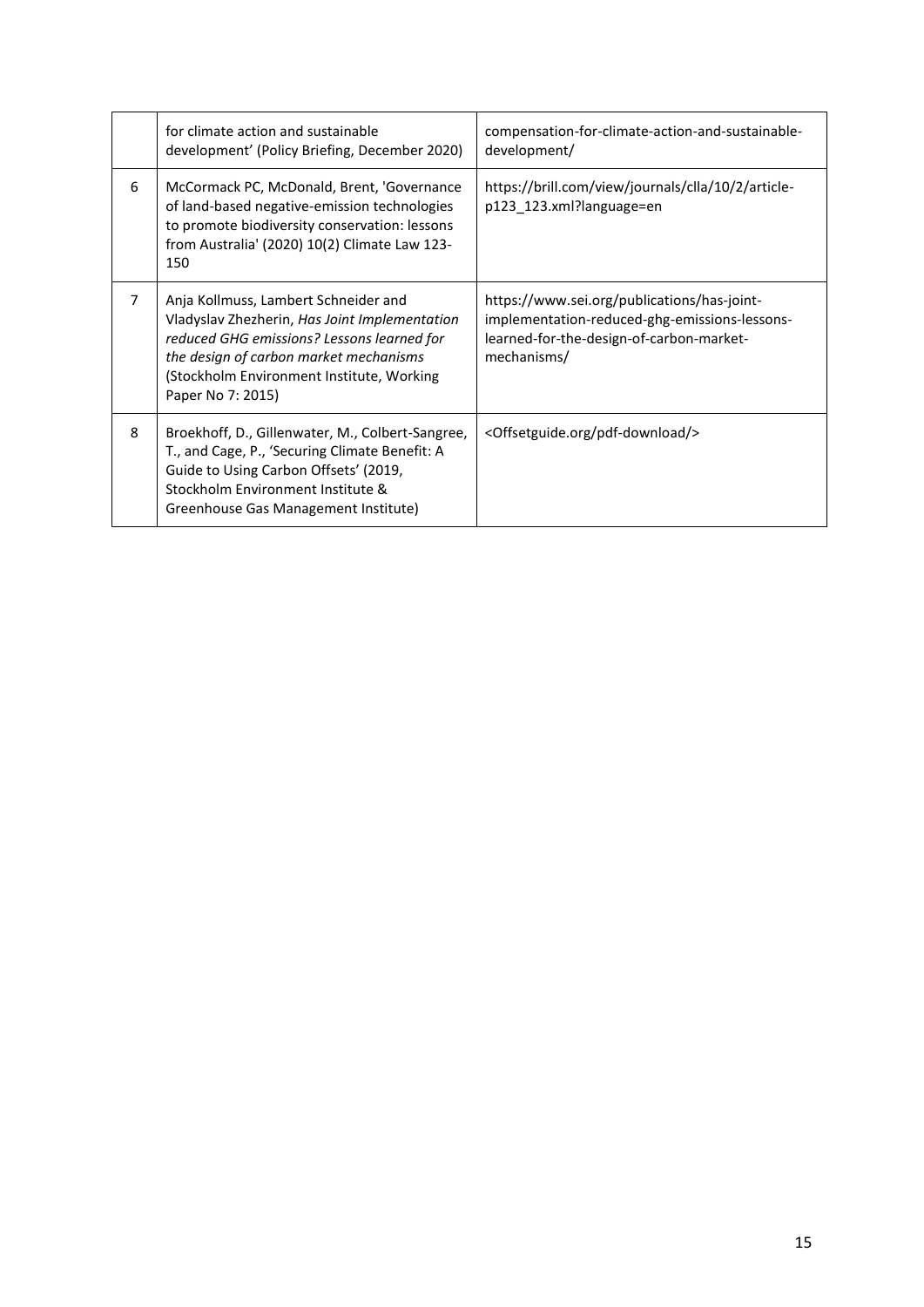| | | |
|---|---|---|
| | for climate action and sustainable development' (Policy Briefing, December 2020) | compensation-for-climate-action-and-sustainable-development/ |
| 6 | McCormack PC, McDonald, Brent, 'Governance of land-based negative-emission technologies to promote biodiversity conservation: lessons from Australia' (2020) 10(2) Climate Law 123-150 | https://brill.com/view/journals/clla/10/2/article-p123_123.xml?language=en |
| 7 | Anja Kollmuss, Lambert Schneider and Vladyslav Zhezherin, *Has Joint Implementation reduced GHG emissions? Lessons learned for the design of carbon market mechanisms* (Stockholm Environment Institute, Working Paper No 7: 2015) | https://www.sei.org/publications/has-joint-implementation-reduced-ghg-emissions-lessons-learned-for-the-design-of-carbon-market-mechanisms/ |
| 8 | Broekhoff, D., Gillenwater, M., Colbert-Sangree, T., and Cage, P., 'Securing Climate Benefit: A Guide to Using Carbon Offsets' (2019, Stockholm Environment Institute & Greenhouse Gas Management Institute) | <Offsetguide.org/pdf-download/> |